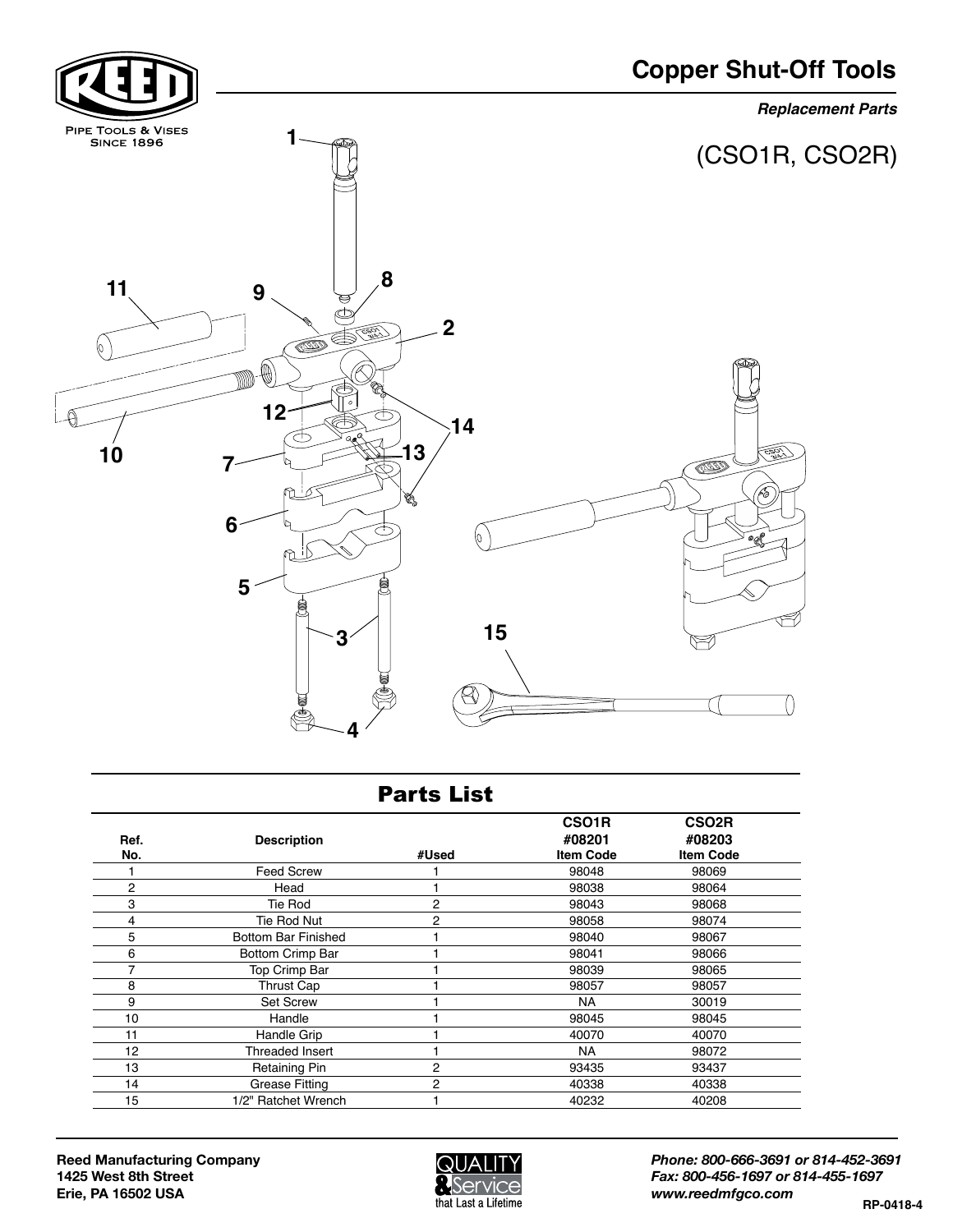REED

PIPE TOOLS & VISES
SINCE 1896

# Copper Shut-Off Tools

***Replacement Parts***

(CSO1R, CSO2R)

## Parts List

| Ref. No. | Description | #Used | CSO1R #08201 Item Code | CSO2R #08203 Item Code |
|---|---|---|---|---|
| 1 | Feed Screw | 1 | 98048 | 98069 |
| 2 | Head | 1 | 98038 | 98064 |
| 3 | Tie Rod | 2 | 98043 | 98068 |
| 4 | Tie Rod Nut | 2 | 98058 | 98074 |
| 5 | Bottom Bar Finished | 1 | 98040 | 98067 |
| 6 | Bottom Crimp Bar | 1 | 98041 | 98066 |
| 7 | Top Crimp Bar | 1 | 98039 | 98065 |
| 8 | Thrust Cap | 1 | 98057 | 98057 |
| 9 | Set Screw | 1 | NA | 30019 |
| 10 | Handle | 1 | 98045 | 98045 |
| 11 | Handle Grip | 1 | 40070 | 40070 |
| 12 | Threaded Insert | 1 | NA | 98072 |
| 13 | Retaining Pin | 2 | 93435 | 93437 |
| 14 | Grease Fitting | 2 | 40338 | 40338 |
| 15 | 1/2" Ratchet Wrench | 1 | 40232 | 40208 |

**Reed Manufacturing Company**
**1425 West 8th Street**
**Erie, PA 16502 USA**

QUALITY & Service that Last a Lifetime

***Phone: 800-666-3691 or 814-452-3691***
***Fax: 800-456-1697 or 814-455-1697***
***www.reedmfgco.com***

**RP-0418-4**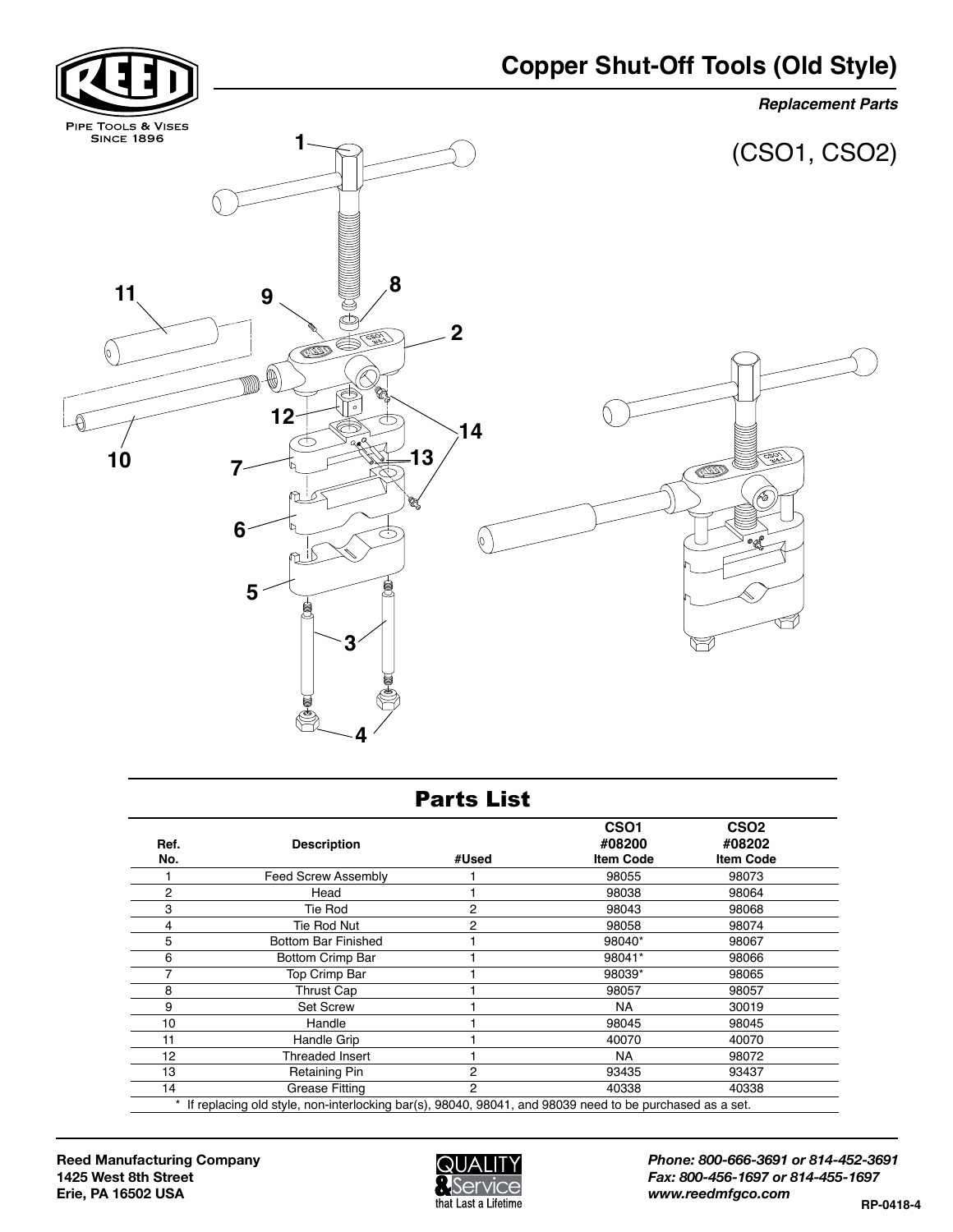# Copper Shut-Off Tools (Old Style)

*Replacement Parts*

(CSO1, CSO2)

1

11

9

8

2

12

14

10

7

13

6

5

3

4

## Parts List

| Ref. No. | Description | #Used | CSO1 #08200 Item Code | CSO2 #08202 Item Code |
|---|---|---|---|---|
| 1 | Feed Screw Assembly | 1 | 98055 | 98073 |
| 2 | Head | 1 | 98038 | 98064 |
| 3 | Tie Rod | 2 | 98043 | 98068 |
| 4 | Tie Rod Nut | 2 | 98058 | 98074 |
| 5 | Bottom Bar Finished | 1 | 98040* | 98067 |
| 6 | Bottom Crimp Bar | 1 | 98041* | 98066 |
| 7 | Top Crimp Bar | 1 | 98039* | 98065 |
| 8 | Thrust Cap | 1 | 98057 | 98057 |
| 9 | Set Screw | 1 | NA | 30019 |
| 10 | Handle | 1 | 98045 | 98045 |
| 11 | Handle Grip | 1 | 40070 | 40070 |
| 12 | Threaded Insert | 1 | NA | 98072 |
| 13 | Retaining Pin | 2 | 93435 | 93437 |
| 14 | Grease Fitting | 2 | 40338 | 40338 |

* If replacing old style, non-interlocking bar(s), 98040, 98041, and 98039 need to be purchased as a set.

**Reed Manufacturing Company**
**1425 West 8th Street**
**Erie, PA 16502 USA**

QUALITY & Service that Last a Lifetime

***Phone: 800-666-3691 or 814-452-3691***
***Fax: 800-456-1697 or 814-455-1697***
***www.reedmfgco.com***

**RP-0418-4**